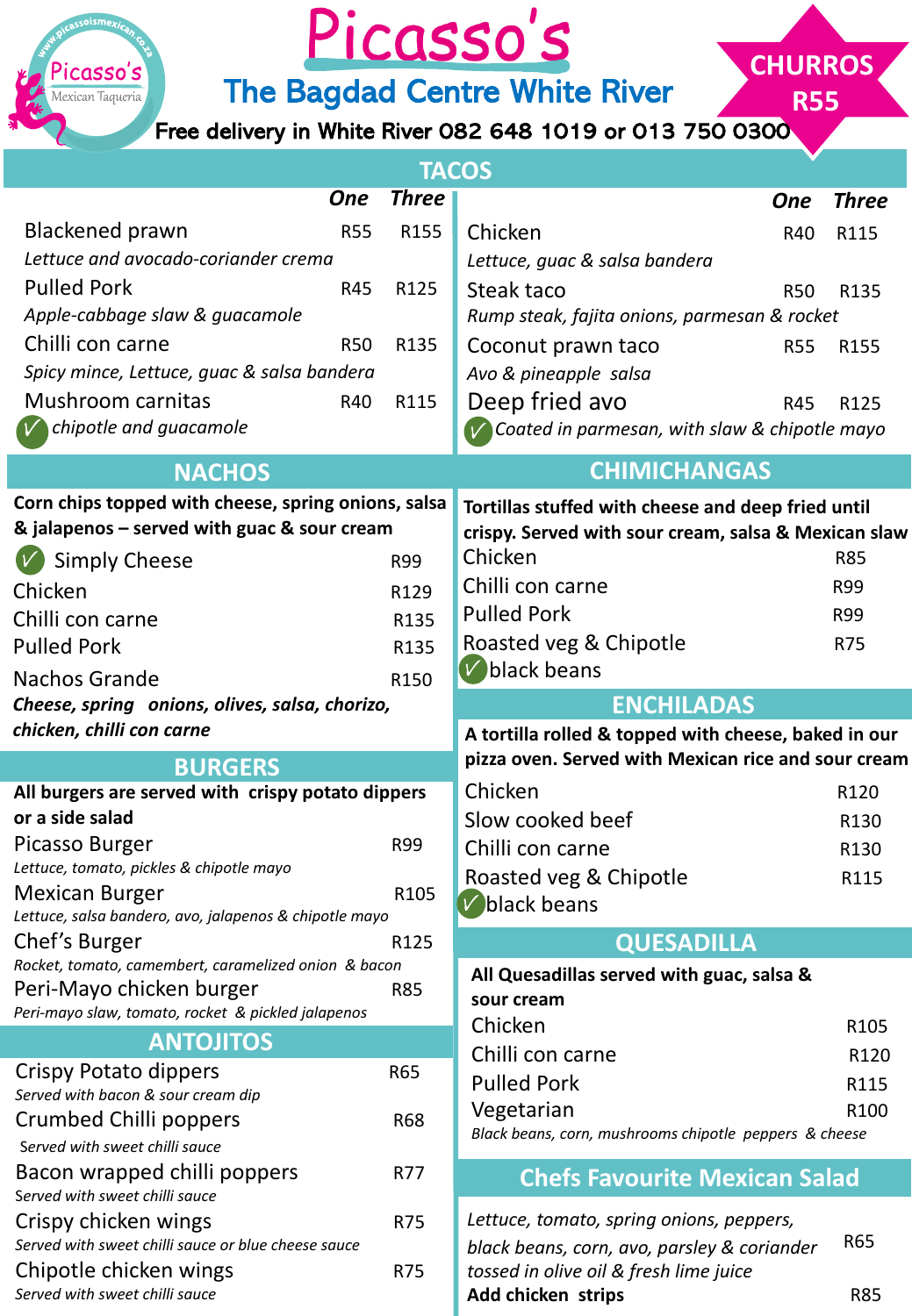# Picasso's

## The Bagdad Centre White River

Free delivery in White River 082 648 1019 or 013 750 0300

**CHURROS R55**

## TACOS

| | One | Three |
|---|---|---|
| Blackened prawn | R55 | R155 |
| *Lettuce and avocado-coriander crema* | | |
| Pulled Pork | R45 | R125 |
| *Apple-cabbage slaw & guacamole* | | |
| Chilli con carne | R50 | R135 |
| *Spicy mince, Lettuce, guac & salsa bandera* | | |
| Mushroom carnitas | R40 | R115 |
| ✓ *chipotle and guacamole* | | |
| Chicken | R40 | R115 |
| *Lettuce, guac & salsa bandera* | | |
| Steak taco | R50 | R135 |
| *Rump steak, fajita onions, parmesan & rocket* | | |
| Coconut prawn taco | R55 | R155 |
| *Avo & pineapple salsa* | | |
| Deep fried avo | R45 | R125 |
| ✓ *Coated in parmesan, with slaw & chipotle mayo* | | |

## NACHOS

**Corn chips topped with cheese, spring onions, salsa & jalapenos – served with guac & sour cream**

| | |
|---|---|
| ✓ Simply Cheese | R99 |
| Chicken | R129 |
| Chilli con carne | R135 |
| Pulled Pork | R135 |
| Nachos Grande | R150 |

***Cheese, spring onions, olives, salsa, chorizo, chicken, chilli con carne***

## BURGERS

**All burgers are served with crispy potato dippers or a side salad**

| | |
|---|---|
| Picasso Burger | R99 |
| *Lettuce, tomato, pickles & chipotle mayo* | |
| Mexican Burger | R105 |
| *Lettuce, salsa bandero, avo, jalapenos & chipotle mayo* | |
| Chef's Burger | R125 |
| *Rocket, tomato, camembert, caramelized onion & bacon* | |
| Peri-Mayo chicken burger | R85 |
| *Peri-mayo slaw, tomato, rocket & pickled jalapenos* | |

## ANTOJITOS

| | |
|---|---|
| Crispy Potato dippers | R65 |
| *Served with bacon & sour cream dip* | |
| Crumbed Chilli poppers | R68 |
| *Served with sweet chilli sauce* | |
| Bacon wrapped chilli poppers | R77 |
| *Served with sweet chilli sauce* | |
| Crispy chicken wings | R75 |
| *Served with sweet chilli sauce or blue cheese sauce* | |
| Chipotle chicken wings | R75 |
| *Served with sweet chilli sauce* | |

## CHIMICHANGAS

**Tortillas stuffed with cheese and deep fried until crispy. Served with sour cream, salsa & Mexican slaw**

| | |
|---|---|
| Chicken | R85 |
| Chilli con carne | R99 |
| Pulled Pork | R99 |
| Roasted veg & Chipotle ✓ black beans | R75 |

## ENCHILADAS

**A tortilla rolled & topped with cheese, baked in our pizza oven. Served with Mexican rice and sour cream**

| | |
|---|---|
| Chicken | R120 |
| Slow cooked beef | R130 |
| Chilli con carne | R130 |
| Roasted veg & Chipotle ✓ black beans | R115 |

## QUESADILLA

**All Quesadillas served with guac, salsa & sour cream**

| | |
|---|---|
| Chicken | R105 |
| Chilli con carne | R120 |
| Pulled Pork | R115 |
| Vegetarian | R100 |

*Black beans, corn, mushrooms chipotle peppers & cheese*

## Chefs Favourite Mexican Salad

| | |
|---|---|
| *Lettuce, tomato, spring onions, peppers, black beans, corn, avo, parsley & coriander tossed in olive oil & fresh lime juice* | R65 |
| **Add chicken strips** | R85 |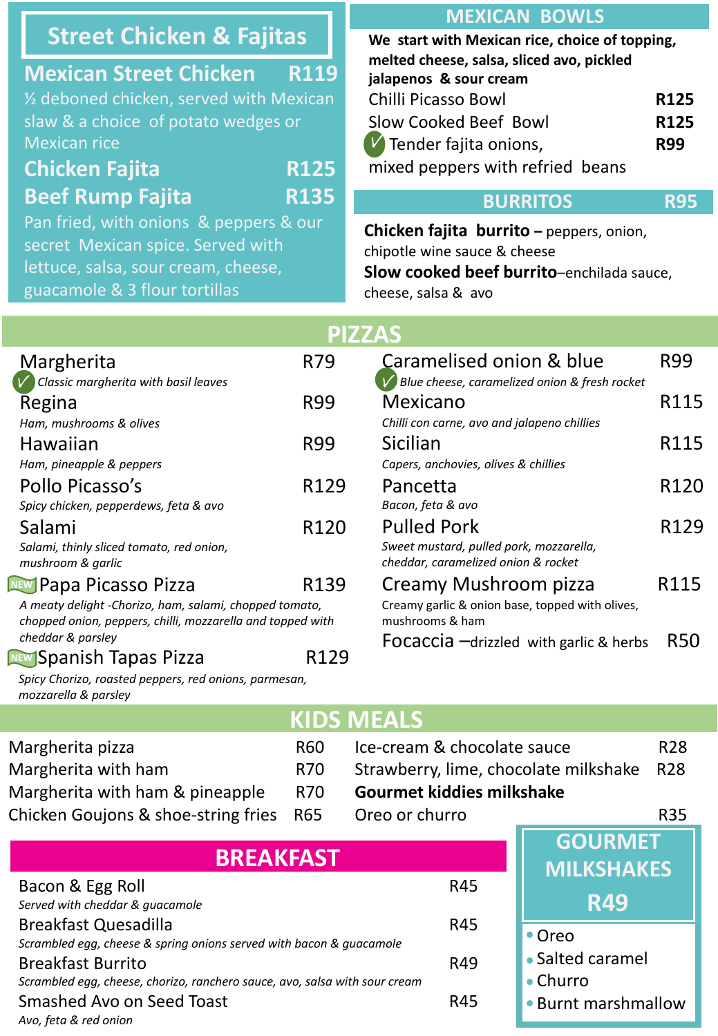## Street Chicken & Fajitas

### Mexican Street Chicken R119

½ deboned chicken, served with Mexican slaw & a choice of potato wedges or Mexican rice

### Chicken Fajita R125

### Beef Rump Fajita R135

Pan fried, with onions & peppers & our secret Mexican spice. Served with lettuce, salsa, sour cream, cheese, guacamole & 3 flour tortillas

## MEXICAN BOWLS

**We start with Mexican rice, choice of topping, melted cheese, salsa, sliced avo, pickled jalapenos & sour cream**

| | |
|---|---|
| Chilli Picasso Bowl | **R125** |
| Slow Cooked Beef Bowl | **R125** |
| ✓ Tender fajita onions, mixed peppers with refried beans | **R99** |

## BURRITOS R95

**Chicken fajita burrito –** peppers, onion, chipotle wine sauce & cheese

**Slow cooked beef burrito**–enchilada sauce, cheese, salsa & avo

## PIZZAS

| | |
|---|---|
| Margherita | R79 |
| ✓ *Classic margherita with basil leaves* | |
| Regina | R99 |
| *Ham, mushrooms & olives* | |
| Hawaiian | R99 |
| *Ham, pineapple & peppers* | |
| Pollo Picasso's | R129 |
| *Spicy chicken, pepperdews, feta & avo* | |
| Salami | R120 |
| *Salami, thinly sliced tomato, red onion, mushroom & garlic* | |
| NEW Papa Picasso Pizza | R139 |
| *A meaty delight -Chorizo, ham, salami, chopped tomato, chopped onion, peppers, chilli, mozzarella and topped with cheddar & parsley* | |
| NEW Spanish Tapas Pizza | R129 |
| *Spicy Chorizo, roasted peppers, red onions, parmesan, mozzarella & parsley* | |
| Caramelised onion & blue | R99 |
| ✓ *Blue cheese, caramelized onion & fresh rocket* | |
| Mexicano | R115 |
| *Chilli con carne, avo and jalapeno chillies* | |
| Sicilian | R115 |
| *Capers, anchovies, olives & chillies* | |
| Pancetta | R120 |
| *Bacon, feta & avo* | |
| Pulled Pork | R129 |
| *Sweet mustard, pulled pork, mozzarella, cheddar, caramelized onion & rocket* | |
| Creamy Mushroom pizza | R115 |
| Creamy garlic & onion base, topped with olives, mushrooms & ham | |
| Focaccia –drizzled with garlic & herbs | R50 |

## KIDS MEALS

| | |
|---|---|
| Margherita pizza | R60 |
| Margherita with ham | R70 |
| Margherita with ham & pineapple | R70 |
| Chicken Goujons & shoe-string fries | R65 |
| Ice-cream & chocolate sauce | R28 |
| Strawberry, lime, chocolate milkshake | R28 |
| **Gourmet kiddies milkshake** | |
| Oreo or churro | R35 |

## BREAKFAST

| | |
|---|---|
| Bacon & Egg Roll | R45 |
| *Served with cheddar & guacamole* | |
| Breakfast Quesadilla | R45 |
| *Scrambled egg, cheese & spring onions served with bacon & guacamole* | |
| Breakfast Burrito | R49 |
| *Scrambled egg, cheese, chorizo, ranchero sauce, avo, salsa with sour cream* | |
| Smashed Avo on Seed Toast | R45 |
| *Avo, feta & red onion* | |

## GOURMET MILKSHAKES R49

- Oreo
- Salted caramel
- Churro
- Burnt marshmallow